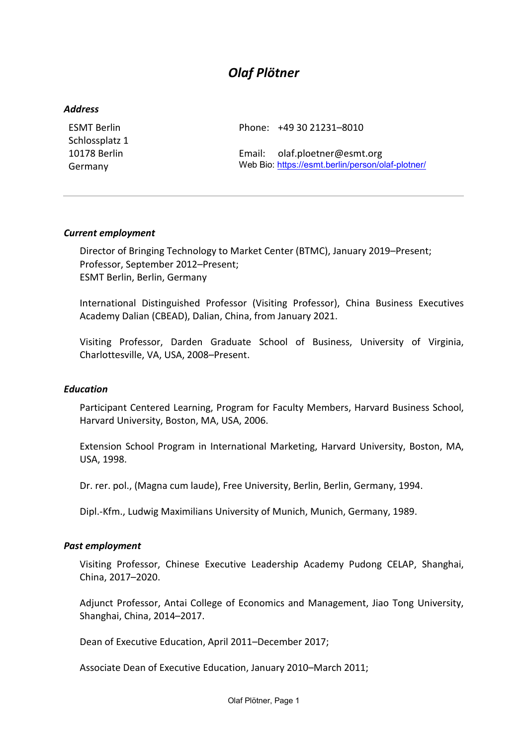# *Olaf Plötner*

### *Address*

ESMT Berlin
Schlossplatz 1
10178 Berlin
Germany

Phone: +49 30 21231–8010

Email: olaf.ploetner@esmt.org
Web Bio: [https://esmt.berlin/person/olaf-plotner/](https://esmt.berlin/person/olaf-plotner/)

---

### *Current employment*

Director of Bringing Technology to Market Center (BTMC), January 2019–Present;
Professor, September 2012–Present;
ESMT Berlin, Berlin, Germany

International Distinguished Professor (Visiting Professor), China Business Executives Academy Dalian (CBEAD), Dalian, China, from January 2021.

Visiting Professor, Darden Graduate School of Business, University of Virginia, Charlottesville, VA, USA, 2008–Present.

### *Education*

Participant Centered Learning, Program for Faculty Members, Harvard Business School, Harvard University, Boston, MA, USA, 2006.

Extension School Program in International Marketing, Harvard University, Boston, MA, USA, 1998.

Dr. rer. pol., (Magna cum laude), Free University, Berlin, Berlin, Germany, 1994.

Dipl.-Kfm., Ludwig Maximilians University of Munich, Munich, Germany, 1989.

### *Past employment*

Visiting Professor, Chinese Executive Leadership Academy Pudong CELAP, Shanghai, China, 2017–2020.

Adjunct Professor, Antai College of Economics and Management, Jiao Tong University, Shanghai, China, 2014–2017.

Dean of Executive Education, April 2011–December 2017;

Associate Dean of Executive Education, January 2010–March 2011;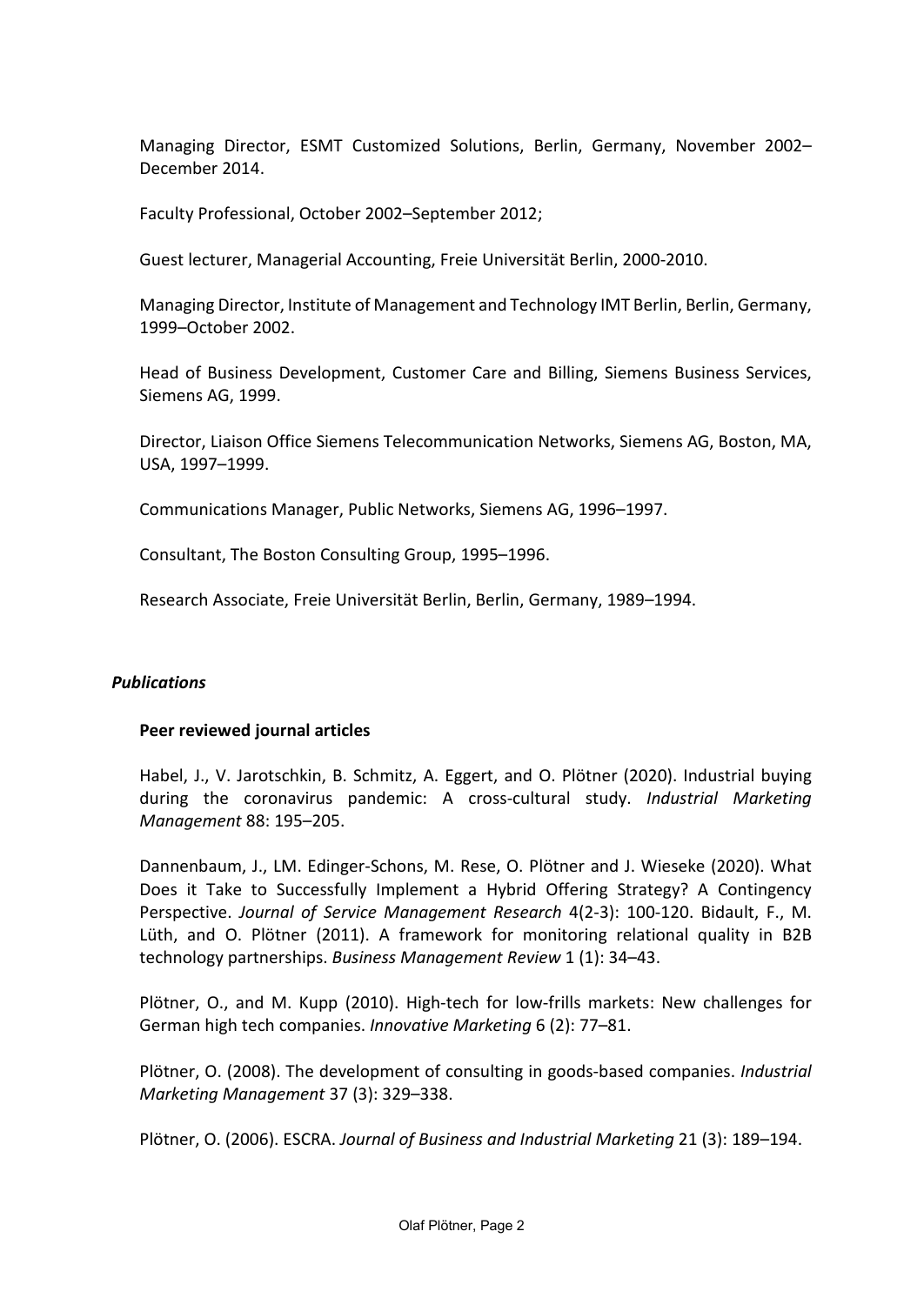Managing Director, ESMT Customized Solutions, Berlin, Germany, November 2002–December 2014.

Faculty Professional, October 2002–September 2012;

Guest lecturer, Managerial Accounting, Freie Universität Berlin, 2000-2010.

Managing Director, Institute of Management and Technology IMT Berlin, Berlin, Germany, 1999–October 2002.

Head of Business Development, Customer Care and Billing, Siemens Business Services, Siemens AG, 1999.

Director, Liaison Office Siemens Telecommunication Networks, Siemens AG, Boston, MA, USA, 1997–1999.

Communications Manager, Public Networks, Siemens AG, 1996–1997.

Consultant, The Boston Consulting Group, 1995–1996.

Research Associate, Freie Universität Berlin, Berlin, Germany, 1989–1994.

### *Publications*

**Peer reviewed journal articles**

Habel, J., V. Jarotschkin, B. Schmitz, A. Eggert, and O. Plötner (2020). Industrial buying during the coronavirus pandemic: A cross-cultural study. *Industrial Marketing Management* 88: 195–205.

Dannenbaum, J., LM. Edinger-Schons, M. Rese, O. Plötner and J. Wieseke (2020). What Does it Take to Successfully Implement a Hybrid Offering Strategy? A Contingency Perspective. *Journal of Service Management Research* 4(2-3): 100-120. Bidault, F., M. Lüth, and O. Plötner (2011). A framework for monitoring relational quality in B2B technology partnerships. *Business Management Review* 1 (1): 34–43.

Plötner, O., and M. Kupp (2010). High-tech for low-frills markets: New challenges for German high tech companies. *Innovative Marketing* 6 (2): 77–81.

Plötner, O. (2008). The development of consulting in goods-based companies. *Industrial Marketing Management* 37 (3): 329–338.

Plötner, O. (2006). ESCRA. *Journal of Business and Industrial Marketing* 21 (3): 189–194.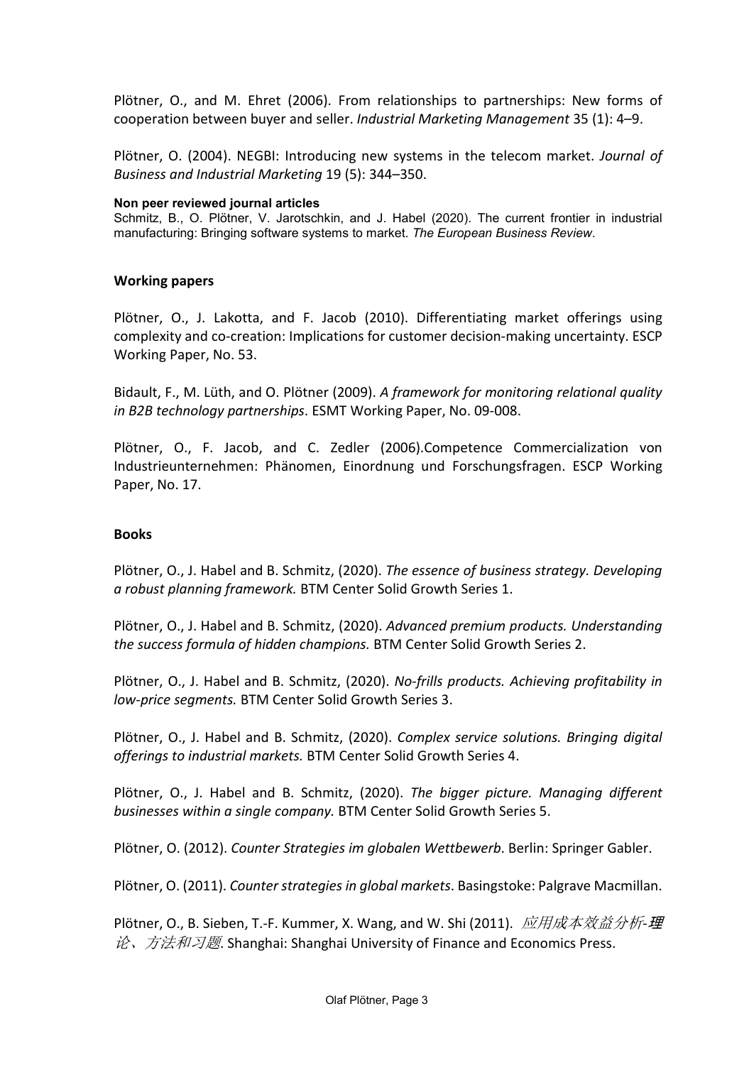Plötner, O., and M. Ehret (2006). From relationships to partnerships: New forms of cooperation between buyer and seller. *Industrial Marketing Management* 35 (1): 4–9.

Plötner, O. (2004). NEGBI: Introducing new systems in the telecom market. *Journal of Business and Industrial Marketing* 19 (5): 344–350.

**Non peer reviewed journal articles**

Schmitz, B., O. Plötner, V. Jarotschkin, and J. Habel (2020). The current frontier in industrial manufacturing: Bringing software systems to market. *The European Business Review*.

### Working papers

Plötner, O., J. Lakotta, and F. Jacob (2010). Differentiating market offerings using complexity and co-creation: Implications for customer decision-making uncertainty. ESCP Working Paper, No. 53.

Bidault, F., M. Lüth, and O. Plötner (2009). *A framework for monitoring relational quality in B2B technology partnerships*. ESMT Working Paper, No. 09-008.

Plötner, O., F. Jacob, and C. Zedler (2006).Competence Commercialization von Industrieunternehmen: Phänomen, Einordnung und Forschungsfragen. ESCP Working Paper, No. 17.

### Books

Plötner, O., J. Habel and B. Schmitz, (2020). *The essence of business strategy. Developing a robust planning framework.* BTM Center Solid Growth Series 1.

Plötner, O., J. Habel and B. Schmitz, (2020). *Advanced premium products. Understanding the success formula of hidden champions.* BTM Center Solid Growth Series 2.

Plötner, O., J. Habel and B. Schmitz, (2020). *No-frills products. Achieving profitability in low-price segments.* BTM Center Solid Growth Series 3.

Plötner, O., J. Habel and B. Schmitz, (2020). *Complex service solutions. Bringing digital offerings to industrial markets.* BTM Center Solid Growth Series 4.

Plötner, O., J. Habel and B. Schmitz, (2020). *The bigger picture. Managing different businesses within a single company.* BTM Center Solid Growth Series 5.

Plötner, O. (2012). *Counter Strategies im globalen Wettbewerb*. Berlin: Springer Gabler.

Plötner, O. (2011). *Counter strategies in global markets*. Basingstoke: Palgrave Macmillan.

Plötner, O., B. Sieben, T.-F. Kummer, X. Wang, and W. Shi (2011). *应用成本效益分析-理论、方法和习题*. Shanghai: Shanghai University of Finance and Economics Press.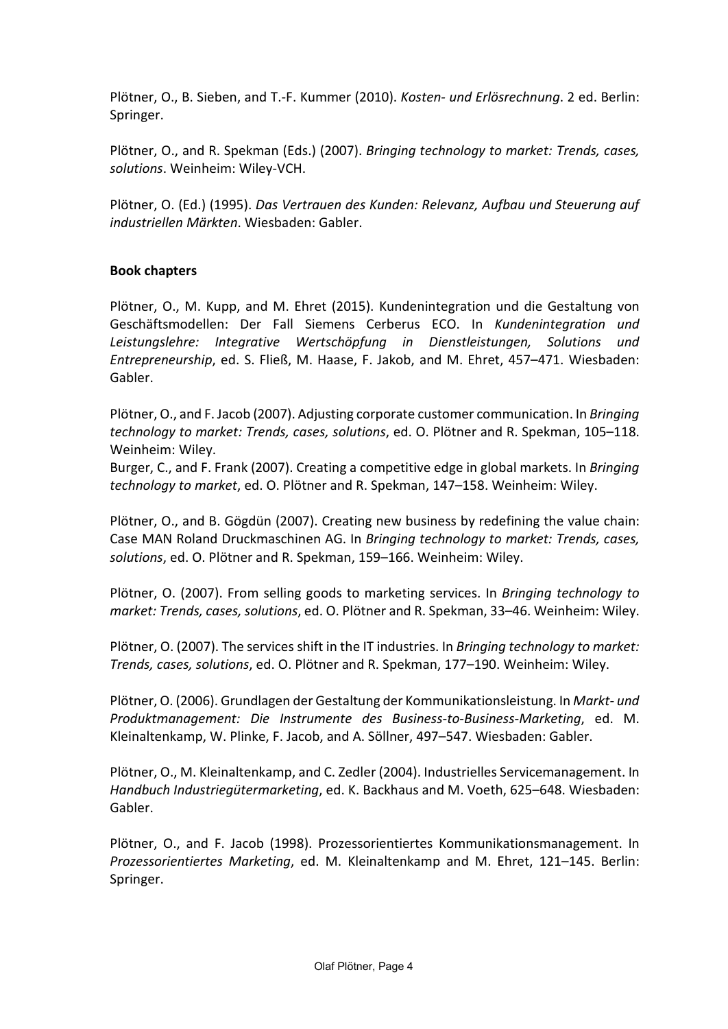Plötner, O., B. Sieben, and T.-F. Kummer (2010). *Kosten- und Erlösrechnung*. 2 ed. Berlin: Springer.

Plötner, O., and R. Spekman (Eds.) (2007). *Bringing technology to market: Trends, cases, solutions*. Weinheim: Wiley-VCH.

Plötner, O. (Ed.) (1995). *Das Vertrauen des Kunden: Relevanz, Aufbau und Steuerung auf industriellen Märkten*. Wiesbaden: Gabler.

**Book chapters**

Plötner, O., M. Kupp, and M. Ehret (2015). Kundenintegration und die Gestaltung von Geschäftsmodellen: Der Fall Siemens Cerberus ECO. In *Kundenintegration und Leistungslehre: Integrative Wertschöpfung in Dienstleistungen, Solutions und Entrepreneurship*, ed. S. Fließ, M. Haase, F. Jakob, and M. Ehret, 457–471. Wiesbaden: Gabler.

Plötner, O., and F. Jacob (2007). Adjusting corporate customer communication. In *Bringing technology to market: Trends, cases, solutions*, ed. O. Plötner and R. Spekman, 105–118. Weinheim: Wiley.
Burger, C., and F. Frank (2007). Creating a competitive edge in global markets. In *Bringing technology to market*, ed. O. Plötner and R. Spekman, 147–158. Weinheim: Wiley.

Plötner, O., and B. Gögdün (2007). Creating new business by redefining the value chain: Case MAN Roland Druckmaschinen AG. In *Bringing technology to market: Trends, cases, solutions*, ed. O. Plötner and R. Spekman, 159–166. Weinheim: Wiley.

Plötner, O. (2007). From selling goods to marketing services. In *Bringing technology to market: Trends, cases, solutions*, ed. O. Plötner and R. Spekman, 33–46. Weinheim: Wiley.

Plötner, O. (2007). The services shift in the IT industries. In *Bringing technology to market: Trends, cases, solutions*, ed. O. Plötner and R. Spekman, 177–190. Weinheim: Wiley.

Plötner, O. (2006). Grundlagen der Gestaltung der Kommunikationsleistung. In *Markt- und Produktmanagement: Die Instrumente des Business-to-Business-Marketing*, ed. M. Kleinaltenkamp, W. Plinke, F. Jacob, and A. Söllner, 497–547. Wiesbaden: Gabler.

Plötner, O., M. Kleinaltenkamp, and C. Zedler (2004). Industrielles Servicemanagement. In *Handbuch Industriegütermarketing*, ed. K. Backhaus and M. Voeth, 625–648. Wiesbaden: Gabler.

Plötner, O., and F. Jacob (1998). Prozessorientiertes Kommunikationsmanagement. In *Prozessorientiertes Marketing*, ed. M. Kleinaltenkamp and M. Ehret, 121–145. Berlin: Springer.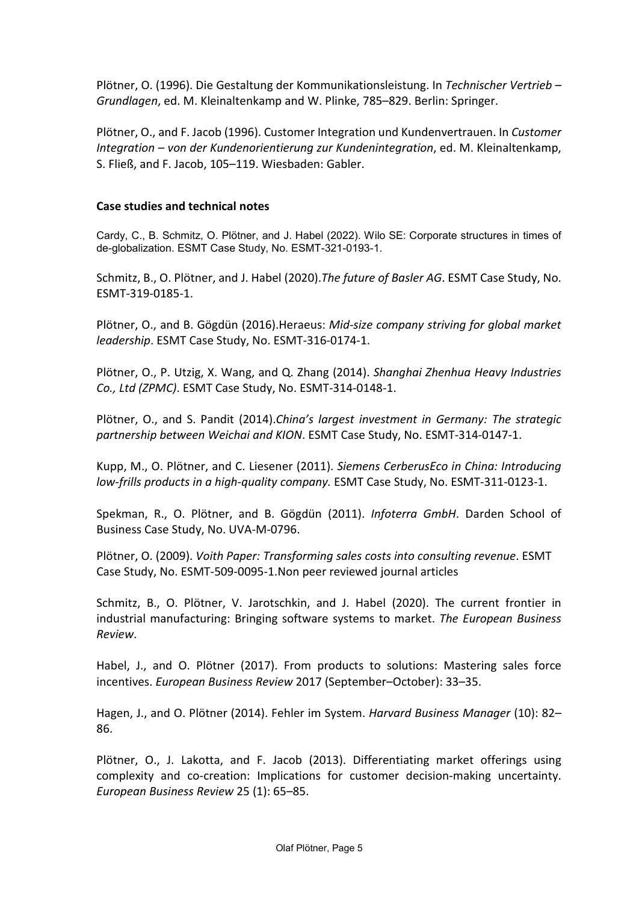Plötner, O. (1996). Die Gestaltung der Kommunikationsleistung. In *Technischer Vertrieb – Grundlagen*, ed. M. Kleinaltenkamp and W. Plinke, 785–829. Berlin: Springer.

Plötner, O., and F. Jacob (1996). Customer Integration und Kundenvertrauen. In *Customer Integration – von der Kundenorientierung zur Kundenintegration*, ed. M. Kleinaltenkamp, S. Fließ, and F. Jacob, 105–119. Wiesbaden: Gabler.

**Case studies and technical notes**

Cardy, C., B. Schmitz, O. Plötner, and J. Habel (2022). Wilo SE: Corporate structures in times of de-globalization. ESMT Case Study, No. ESMT-321-0193-1.

Schmitz, B., O. Plötner, and J. Habel (2020).*The future of Basler AG*. ESMT Case Study, No. ESMT-319-0185-1.

Plötner, O., and B. Gögdün (2016).Heraeus: *Mid-size company striving for global market leadership*. ESMT Case Study, No. ESMT-316-0174-1.

Plötner, O., P. Utzig, X. Wang, and Q. Zhang (2014). *Shanghai Zhenhua Heavy Industries Co., Ltd (ZPMC)*. ESMT Case Study, No. ESMT-314-0148-1.

Plötner, O., and S. Pandit (2014).*China's largest investment in Germany: The strategic partnership between Weichai and KION*. ESMT Case Study, No. ESMT-314-0147-1.

Kupp, M., O. Plötner, and C. Liesener (2011). *Siemens CerberusEco in China: Introducing low-frills products in a high-quality company.* ESMT Case Study, No. ESMT-311-0123-1.

Spekman, R., O. Plötner, and B. Gögdün (2011). *Infoterra GmbH*. Darden School of Business Case Study, No. UVA-M-0796.

Plötner, O. (2009). *Voith Paper: Transforming sales costs into consulting revenue*. ESMT Case Study, No. ESMT-509-0095-1.Non peer reviewed journal articles

Schmitz, B., O. Plötner, V. Jarotschkin, and J. Habel (2020). The current frontier in industrial manufacturing: Bringing software systems to market. *The European Business Review*.

Habel, J., and O. Plötner (2017). From products to solutions: Mastering sales force incentives. *European Business Review* 2017 (September–October): 33–35.

Hagen, J., and O. Plötner (2014). Fehler im System. *Harvard Business Manager* (10): 82–86.

Plötner, O., J. Lakotta, and F. Jacob (2013). Differentiating market offerings using complexity and co-creation: Implications for customer decision-making uncertainty. *European Business Review* 25 (1): 65–85.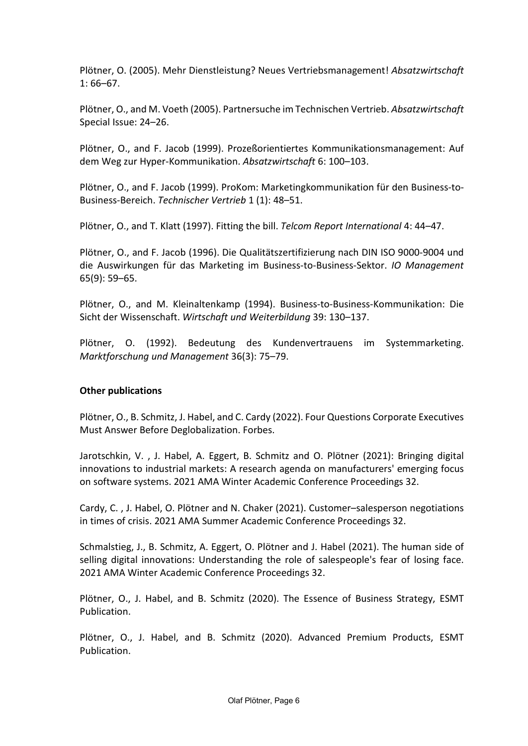Plötner, O. (2005). Mehr Dienstleistung? Neues Vertriebsmanagement! *Absatzwirtschaft* 1: 66–67.

Plötner, O., and M. Voeth (2005). Partnersuche im Technischen Vertrieb. *Absatzwirtschaft* Special Issue: 24–26.

Plötner, O., and F. Jacob (1999). Prozeßorientiertes Kommunikationsmanagement: Auf dem Weg zur Hyper-Kommunikation. *Absatzwirtschaft* 6: 100–103.

Plötner, O., and F. Jacob (1999). ProKom: Marketingkommunikation für den Business-to-Business-Bereich. *Technischer Vertrieb* 1 (1): 48–51.

Plötner, O., and T. Klatt (1997). Fitting the bill. *Telcom Report International* 4: 44–47.

Plötner, O., and F. Jacob (1996). Die Qualitätszertifizierung nach DIN ISO 9000-9004 und die Auswirkungen für das Marketing im Business-to-Business-Sektor. *IO Management* 65(9): 59–65.

Plötner, O., and M. Kleinaltenkamp (1994). Business-to-Business-Kommunikation: Die Sicht der Wissenschaft. *Wirtschaft und Weiterbildung* 39: 130–137.

Plötner, O. (1992). Bedeutung des Kundenvertrauens im Systemmarketing. *Marktforschung und Management* 36(3): 75–79.

**Other publications**

Plötner, O., B. Schmitz, J. Habel, and C. Cardy (2022). Four Questions Corporate Executives Must Answer Before Deglobalization. Forbes.

Jarotschkin, V. , J. Habel, A. Eggert, B. Schmitz and O. Plötner (2021): Bringing digital innovations to industrial markets: A research agenda on manufacturers' emerging focus on software systems. 2021 AMA Winter Academic Conference Proceedings 32.

Cardy, C. , J. Habel, O. Plötner and N. Chaker (2021). Customer–salesperson negotiations in times of crisis. 2021 AMA Summer Academic Conference Proceedings 32.

Schmalstieg, J., B. Schmitz, A. Eggert, O. Plötner and J. Habel (2021). The human side of selling digital innovations: Understanding the role of salespeople's fear of losing face. 2021 AMA Winter Academic Conference Proceedings 32.

Plötner, O., J. Habel, and B. Schmitz (2020). The Essence of Business Strategy, ESMT Publication.

Plötner, O., J. Habel, and B. Schmitz (2020). Advanced Premium Products, ESMT Publication.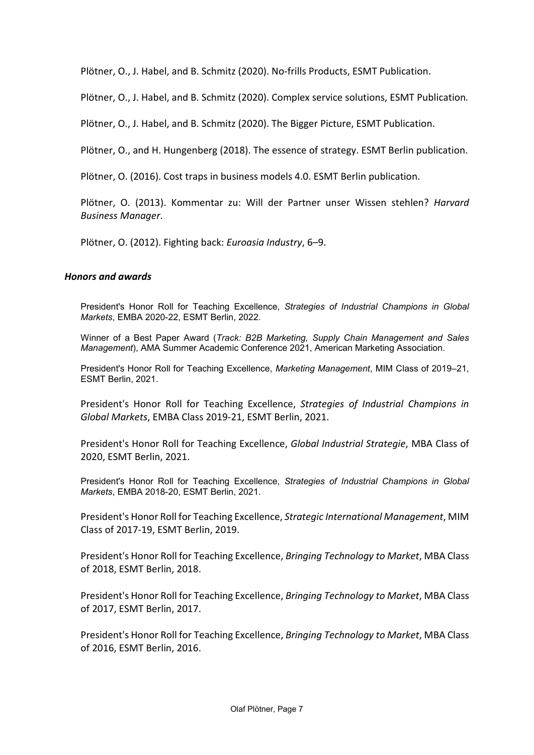Plötner, O., J. Habel, and B. Schmitz (2020). No-frills Products, ESMT Publication.

Plötner, O., J. Habel, and B. Schmitz (2020). Complex service solutions, ESMT Publication*.*

Plötner, O., J. Habel, and B. Schmitz (2020). The Bigger Picture, ESMT Publication.

Plötner, O., and H. Hungenberg (2018). The essence of strategy. ESMT Berlin publication.

Plötner, O. (2016). Cost traps in business models 4.0. ESMT Berlin publication.

Plötner, O. (2013). Kommentar zu: Will der Partner unser Wissen stehlen? *Harvard Business Manager*.

Plötner, O. (2012). Fighting back: *Euroasia Industry*, 6–9.

### *Honors and awards*

President's Honor Roll for Teaching Excellence, *Strategies of Industrial Champions in Global Markets*, EMBA 2020-22, ESMT Berlin, 2022.

Winner of a Best Paper Award (*Track: B2B Marketing, Supply Chain Management and Sales Management*), AMA Summer Academic Conference 2021, American Marketing Association.

President's Honor Roll for Teaching Excellence, *Marketing Management*, MIM Class of 2019–21, ESMT Berlin, 2021.

President's Honor Roll for Teaching Excellence, *Strategies of Industrial Champions in Global Markets*, EMBA Class 2019-21, ESMT Berlin, 2021.

President's Honor Roll for Teaching Excellence, *Global Industrial Strategie*, MBA Class of 2020, ESMT Berlin, 2021.

President's Honor Roll for Teaching Excellence, *Strategies of Industrial Champions in Global Markets*, EMBA 2018-20, ESMT Berlin, 2021.

President's Honor Roll for Teaching Excellence, *Strategic International Management*, MIM Class of 2017-19, ESMT Berlin, 2019.

President's Honor Roll for Teaching Excellence, *Bringing Technology to Market*, MBA Class of 2018, ESMT Berlin, 2018.

President's Honor Roll for Teaching Excellence, *Bringing Technology to Market*, MBA Class of 2017, ESMT Berlin, 2017.

President's Honor Roll for Teaching Excellence, *Bringing Technology to Market*, MBA Class of 2016, ESMT Berlin, 2016.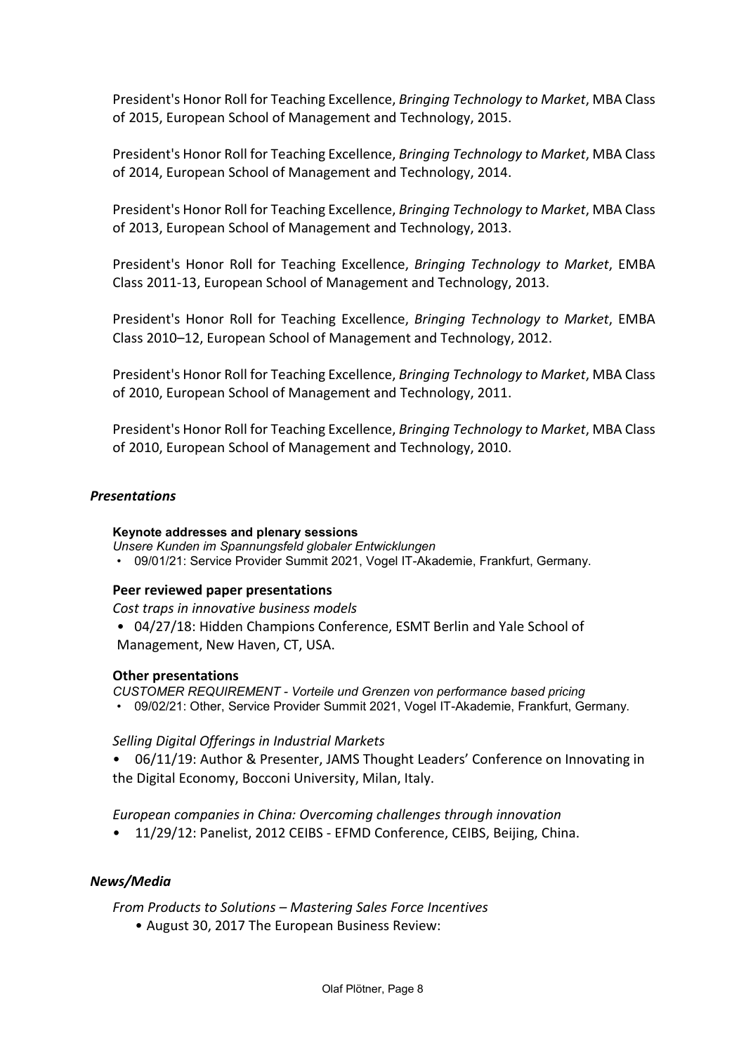President's Honor Roll for Teaching Excellence, *Bringing Technology to Market*, MBA Class of 2015, European School of Management and Technology, 2015.

President's Honor Roll for Teaching Excellence, *Bringing Technology to Market*, MBA Class of 2014, European School of Management and Technology, 2014.

President's Honor Roll for Teaching Excellence, *Bringing Technology to Market*, MBA Class of 2013, European School of Management and Technology, 2013.

President's Honor Roll for Teaching Excellence, *Bringing Technology to Market*, EMBA Class 2011-13, European School of Management and Technology, 2013.

President's Honor Roll for Teaching Excellence, *Bringing Technology to Market*, EMBA Class 2010–12, European School of Management and Technology, 2012.

President's Honor Roll for Teaching Excellence, *Bringing Technology to Market*, MBA Class of 2010, European School of Management and Technology, 2011.

President's Honor Roll for Teaching Excellence, *Bringing Technology to Market*, MBA Class of 2010, European School of Management and Technology, 2010.

### *Presentations*

**Keynote addresses and plenary sessions**

*Unsere Kunden im Spannungsfeld globaler Entwicklungen*

- 09/01/21: Service Provider Summit 2021, Vogel IT-Akademie, Frankfurt, Germany.

**Peer reviewed paper presentations**

*Cost traps in innovative business models*

- 04/27/18: Hidden Champions Conference, ESMT Berlin and Yale School of Management, New Haven, CT, USA.

**Other presentations**

*CUSTOMER REQUIREMENT - Vorteile und Grenzen von performance based pricing*

- 09/02/21: Other, Service Provider Summit 2021, Vogel IT-Akademie, Frankfurt, Germany.

*Selling Digital Offerings in Industrial Markets*

- 06/11/19: Author & Presenter, JAMS Thought Leaders' Conference on Innovating in the Digital Economy, Bocconi University, Milan, Italy.

*European companies in China: Overcoming challenges through innovation*

- 11/29/12: Panelist, 2012 CEIBS - EFMD Conference, CEIBS, Beijing, China.

### *News/Media*

*From Products to Solutions – Mastering Sales Force Incentives*

- August 30, 2017 The European Business Review: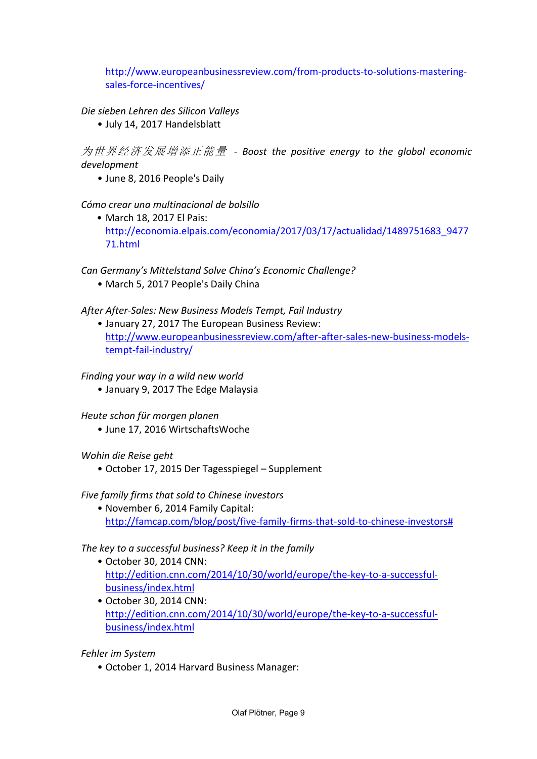http://www.europeanbusinessreview.com/from-products-to-solutions-mastering-sales-force-incentives/

*Die sieben Lehren des Silicon Valleys*

- July 14, 2017 Handelsblatt

*为世界经济发展增添正能量 - Boost the positive energy to the global economic development*

- June 8, 2016 People's Daily

*Cómo crear una multinacional de bolsillo*

- March 18, 2017 El Pais: http://economia.elpais.com/economia/2017/03/17/actualidad/1489751683_947771.html

*Can Germany's Mittelstand Solve China's Economic Challenge?*

- March 5, 2017 People's Daily China

*After After-Sales: New Business Models Tempt, Fail Industry*

- January 27, 2017 The European Business Review: http://www.europeanbusinessreview.com/after-after-sales-new-business-models-tempt-fail-industry/

*Finding your way in a wild new world*

- January 9, 2017 The Edge Malaysia

*Heute schon für morgen planen*

- June 17, 2016 WirtschaftsWoche

*Wohin die Reise geht*

- October 17, 2015 Der Tagesspiegel – Supplement

*Five family firms that sold to Chinese investors*

- November 6, 2014 Family Capital: http://famcap.com/blog/post/five-family-firms-that-sold-to-chinese-investors#

*The key to a successful business? Keep it in the family*

- October 30, 2014 CNN: http://edition.cnn.com/2014/10/30/world/europe/the-key-to-a-successful-business/index.html
- October 30, 2014 CNN: http://edition.cnn.com/2014/10/30/world/europe/the-key-to-a-successful-business/index.html

*Fehler im System*

- October 1, 2014 Harvard Business Manager: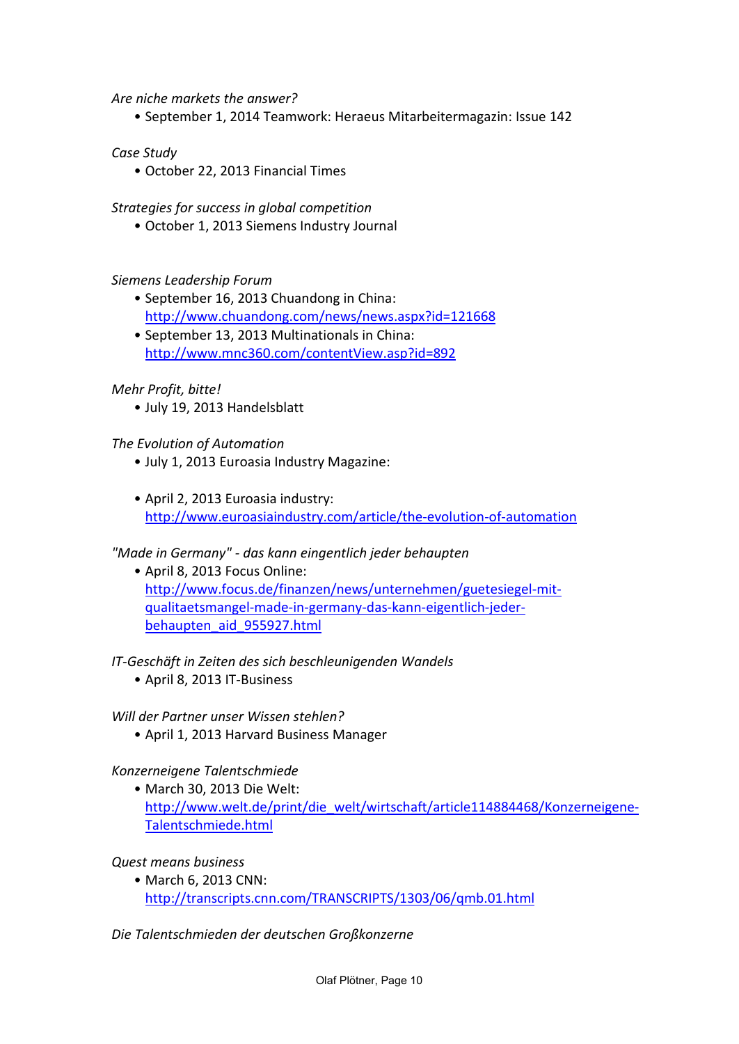*Are niche markets the answer?*

- September 1, 2014 Teamwork: Heraeus Mitarbeitermagazin: Issue 142

*Case Study*

- October 22, 2013 Financial Times

*Strategies for success in global competition*

- October 1, 2013 Siemens Industry Journal

*Siemens Leadership Forum*

- September 16, 2013 Chuandong in China: http://www.chuandong.com/news/news.aspx?id=121668
- September 13, 2013 Multinationals in China: http://www.mnc360.com/contentView.asp?id=892

*Mehr Profit, bitte!*

- July 19, 2013 Handelsblatt

*The Evolution of Automation*

- July 1, 2013 Euroasia Industry Magazine:

- April 2, 2013 Euroasia industry: http://www.euroasiaindustry.com/article/the-evolution-of-automation

*"Made in Germany" - das kann eingentlich jeder behaupten*

- April 8, 2013 Focus Online: http://www.focus.de/finanzen/news/unternehmen/guetesiegel-mit-qualitaetsmangel-made-in-germany-das-kann-eigentlich-jeder-behaupten_aid_955927.html

*IT-Geschäft in Zeiten des sich beschleunigenden Wandels*

- April 8, 2013 IT-Business

*Will der Partner unser Wissen stehlen?*

- April 1, 2013 Harvard Business Manager

*Konzerneigene Talentschmiede*

- March 30, 2013 Die Welt: http://www.welt.de/print/die_welt/wirtschaft/article114884468/Konzerneigene-Talentschmiede.html

*Quest means business*

- March 6, 2013 CNN: http://transcripts.cnn.com/TRANSCRIPTS/1303/06/qmb.01.html

*Die Talentschmieden der deutschen Großkonzerne*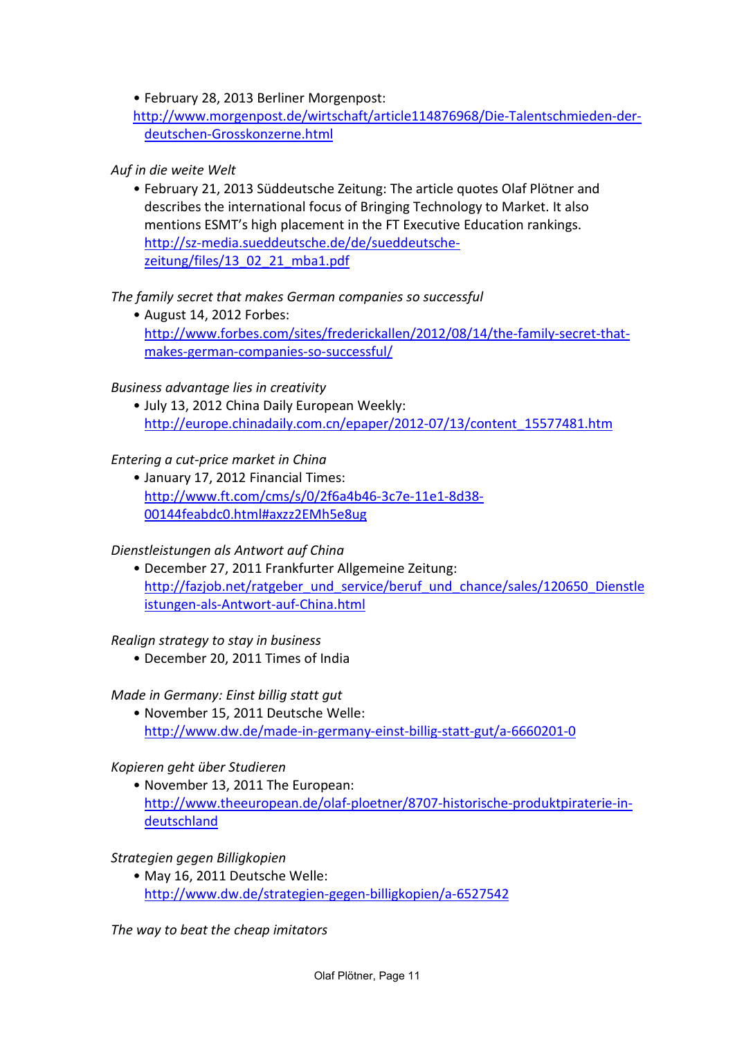- February 28, 2013 Berliner Morgenpost: http://www.morgenpost.de/wirtschaft/article114876968/Die-Talentschmieden-der-deutschen-Grosskonzerne.html

*Auf in die weite Welt*

- February 21, 2013 Süddeutsche Zeitung: The article quotes Olaf Plötner and describes the international focus of Bringing Technology to Market. It also mentions ESMT's high placement in the FT Executive Education rankings. http://sz-media.sueddeutsche.de/de/sueddeutsche-zeitung/files/13_02_21_mba1.pdf

*The family secret that makes German companies so successful*

- August 14, 2012 Forbes: http://www.forbes.com/sites/frederickallen/2012/08/14/the-family-secret-that-makes-german-companies-so-successful/

*Business advantage lies in creativity*

- July 13, 2012 China Daily European Weekly: http://europe.chinadaily.com.cn/epaper/2012-07/13/content_15577481.htm

*Entering a cut-price market in China*

- January 17, 2012 Financial Times: http://www.ft.com/cms/s/0/2f6a4b46-3c7e-11e1-8d38-00144feabdc0.html#axzz2EMh5e8ug

*Dienstleistungen als Antwort auf China*

- December 27, 2011 Frankfurter Allgemeine Zeitung: http://fazjob.net/ratgeber_und_service/beruf_und_chance/sales/120650_Dienstleistungen-als-Antwort-auf-China.html

*Realign strategy to stay in business*

- December 20, 2011 Times of India

*Made in Germany: Einst billig statt gut*

- November 15, 2011 Deutsche Welle: http://www.dw.de/made-in-germany-einst-billig-statt-gut/a-6660201-0

*Kopieren geht über Studieren*

- November 13, 2011 The European: http://www.theeuropean.de/olaf-ploetner/8707-historische-produktpiraterie-in-deutschland

*Strategien gegen Billigkopien*

- May 16, 2011 Deutsche Welle: http://www.dw.de/strategien-gegen-billigkopien/a-6527542

*The way to beat the cheap imitators*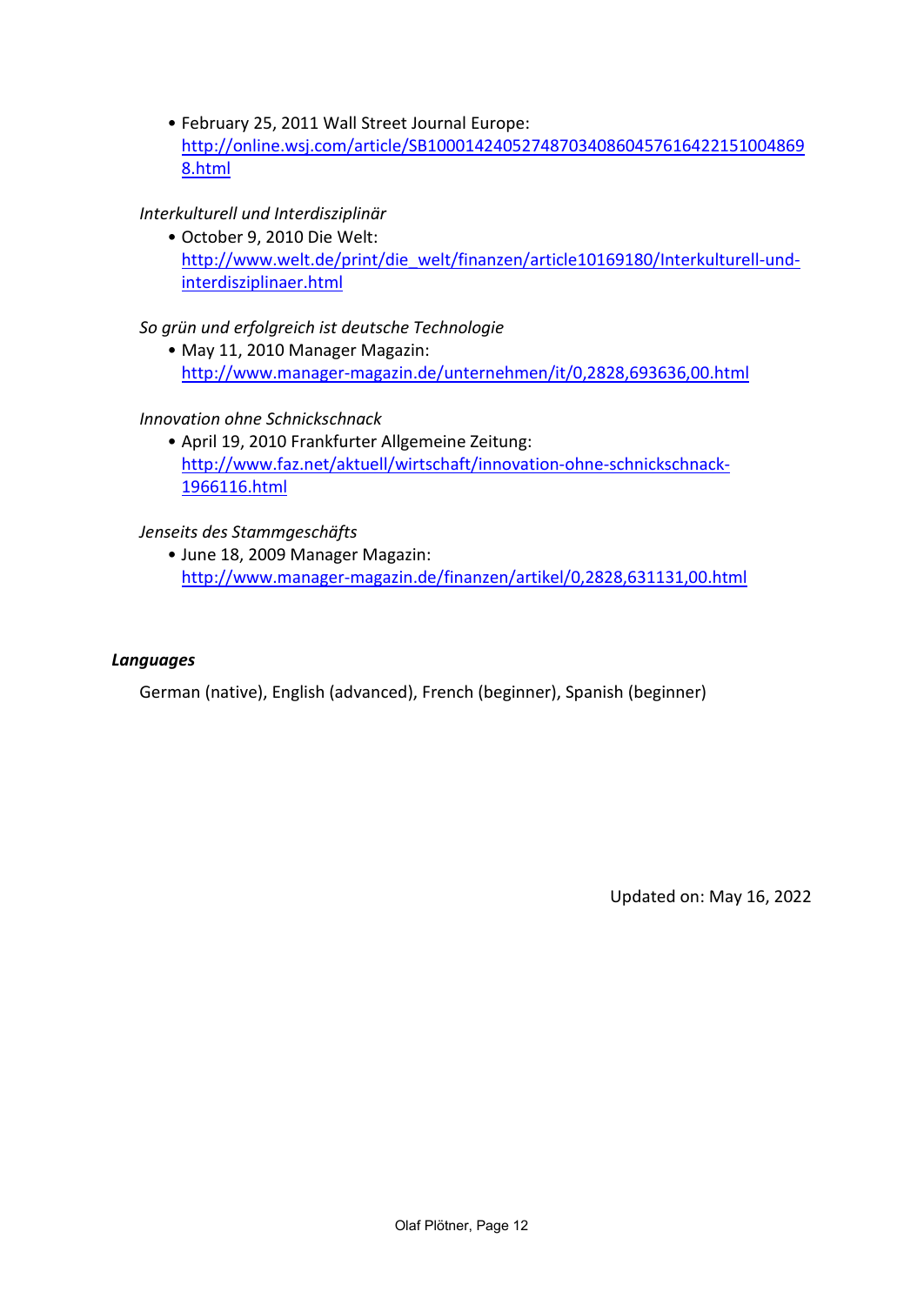- February 25, 2011 Wall Street Journal Europe: http://online.wsj.com/article/SB10001424052748703408604576164221510048698.html

*Interkulturell und Interdisziplinär*

- October 9, 2010 Die Welt: http://www.welt.de/print/die_welt/finanzen/article10169180/Interkulturell-und-interdisziplinaer.html

*So grün und erfolgreich ist deutsche Technologie*

- May 11, 2010 Manager Magazin: http://www.manager-magazin.de/unternehmen/it/0,2828,693636,00.html

*Innovation ohne Schnickschnack*

- April 19, 2010 Frankfurter Allgemeine Zeitung: http://www.faz.net/aktuell/wirtschaft/innovation-ohne-schnickschnack-1966116.html

*Jenseits des Stammgeschäfts*

- June 18, 2009 Manager Magazin: http://www.manager-magazin.de/finanzen/artikel/0,2828,631131,00.html

***Languages***

German (native), English (advanced), French (beginner), Spanish (beginner)

Updated on: May 16, 2022